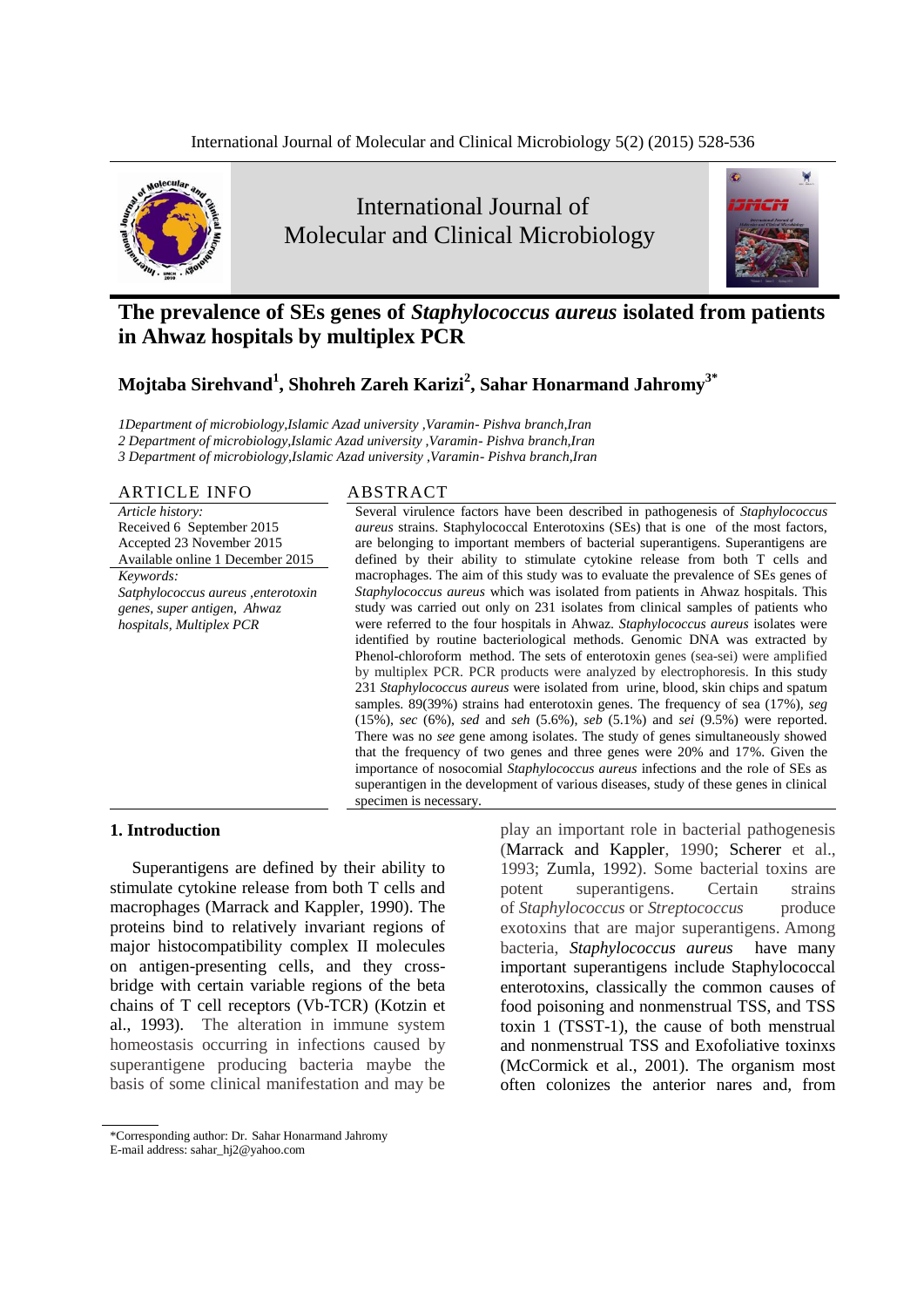# The prevalence of SEs genes of *Staphylococcus aureus* isolated from patients in Ahwaz hospitals by multiplex PCR

**Mojtaba Sirehvand[1], Shohreh Zareh Karizi[2], Sahar Honarmand Jahromy[3*]**

*1Department of microbiology,Islamic Azad university ,Varamin- Pishva branch,Iran*
*2 Department of microbiology,Islamic Azad university ,Varamin- Pishva branch,Iran*
*3 Department of microbiology,Islamic Azad university ,Varamin- Pishva branch,Iran*

## ARTICLE INFO

*Article history:*
Received 6 September 2015
Accepted 23 November 2015
Available online 1 December 2015

*Keywords:*
*Satphylococcus aureus ,enterotoxin genes, super antigen, Ahwaz hospitals, Multiplex PCR*

## ABSTRACT

Several virulence factors have been described in pathogenesis of *Staphylococcus aureus* strains. Staphylococcal Enterotoxins (SEs) that is one of the most factors, are belonging to important members of bacterial superantigens. Superantigens are defined by their ability to stimulate cytokine release from both T cells and macrophages. The aim of this study was to evaluate the prevalence of SEs genes of *Staphylococcus aureus* which was isolated from patients in Ahwaz hospitals. This study was carried out only on 231 isolates from clinical samples of patients who were referred to the four hospitals in Ahwaz. *Staphylococcus aureus* isolates were identified by routine bacteriological methods. Genomic DNA was extracted by Phenol-chloroform method. The sets of enterotoxin genes (sea-sei) were amplified by multiplex PCR. PCR products were analyzed by electrophoresis. In this study 231 *Staphylococcus aureus* were isolated from urine, blood, skin chips and spatum samples. 89(39%) strains had enterotoxin genes. The frequency of sea (17%), *seg* (15%), *sec* (6%), *sed* and *seh* (5.6%), *seb* (5.1%) and *sei* (9.5%) were reported. There was no *see* gene among isolates. The study of genes simultaneously showed that the frequency of two genes and three genes were 20% and 17%. Given the importance of nosocomial *Staphylococcus aureus* infections and the role of SEs as superantigen in the development of various diseases, study of these genes in clinical specimen is necessary.

## 1. Introduction

Superantigens are defined by their ability to stimulate cytokine release from both T cells and macrophages (Marrack and Kappler, 1990). The proteins bind to relatively invariant regions of major histocompatibility complex II molecules on antigen-presenting cells, and they cross-bridge with certain variable regions of the beta chains of T cell receptors (Vb-TCR) (Kotzin et al., 1993). The alteration in immune system homeostasis occurring in infections caused by superantigene producing bacteria maybe the basis of some clinical manifestation and may be play an important role in bacterial pathogenesis (Marrack and Kappler, 1990; Scherer et al., 1993; Zumla, 1992). Some bacterial toxins are potent superantigens. Certain strains of *Staphylococcus* or *Streptococcus* produce exotoxins that are major superantigens. Among bacteria, *Staphylococcus aureus* have many important superantigens include Staphylococcal enterotoxins, classically the common causes of food poisoning and nonmenstrual TSS, and TSS toxin 1 (TSST-1), the cause of both menstrual and nonmenstrual TSS and Exofoliative toxinxs (McCormick et al., 2001). The organism most often colonizes the anterior nares and, from

*Corresponding author: Dr. Sahar Honarmand Jahromy
E-mail address: sahar_hj2@yahoo.com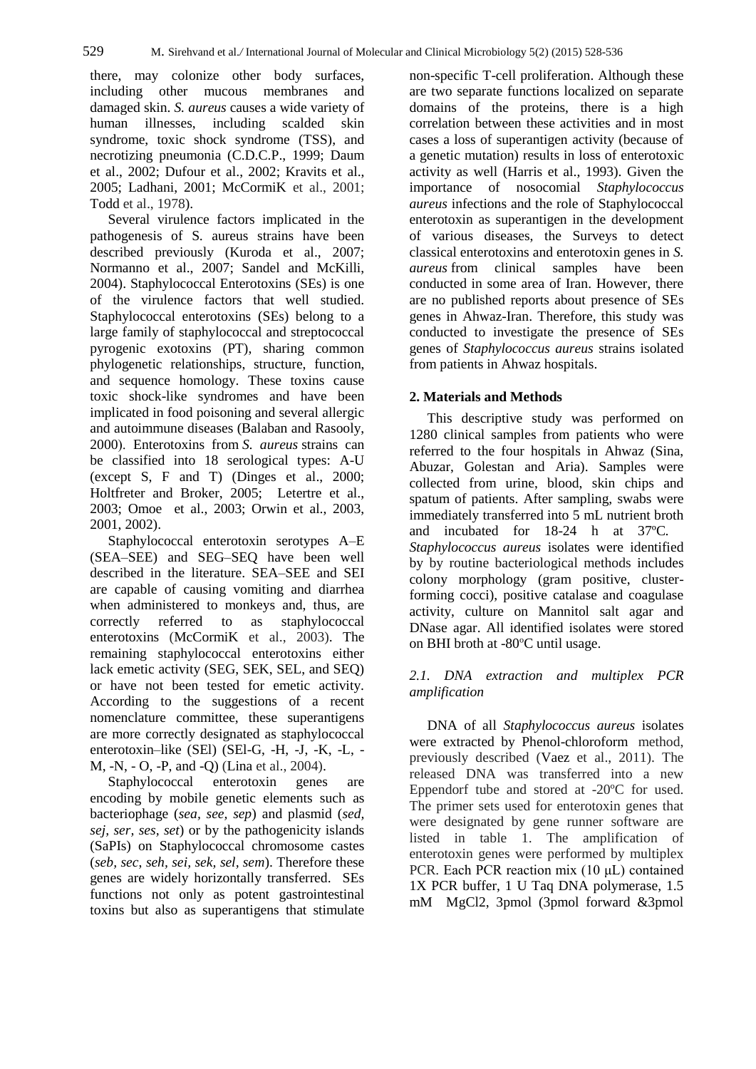there, may colonize other body surfaces, including other mucous membranes and damaged skin. *S. aureus* causes a wide variety of human illnesses, including scalded skin syndrome, toxic shock syndrome (TSS), and necrotizing pneumonia (C.D.C.P., 1999; Daum et al., 2002; Dufour et al., 2002; Kravits et al., 2005; Ladhani, 2001; McCormiK et al., 2001; Todd et al., 1978).

Several virulence factors implicated in the pathogenesis of S. aureus strains have been described previously (Kuroda et al., 2007; Normanno et al., 2007; Sandel and McKilli, 2004). Staphylococcal Enterotoxins (SEs) is one of the virulence factors that well studied. Staphylococcal enterotoxins (SEs) belong to a large family of staphylococcal and streptococcal pyrogenic exotoxins (PT), sharing common phylogenetic relationships, structure, function, and sequence homology. These toxins cause toxic shock-like syndromes and have been implicated in food poisoning and several allergic and autoimmune diseases (Balaban and Rasooly, 2000). Enterotoxins from *S. aureus* strains can be classified into 18 serological types: A-U (except S, F and T) (Dinges et al., 2000; Holtfreter and Broker, 2005; Letertre et al., 2003; Omoe et al., 2003; Orwin et al., 2003, 2001, 2002).

Staphylococcal enterotoxin serotypes A–E (SEA–SEE) and SEG–SEQ have been well described in the literature. SEA–SEE and SEI are capable of causing vomiting and diarrhea when administered to monkeys and, thus, are correctly referred to as staphylococcal enterotoxins (McCormiK et al., 2003). The remaining staphylococcal enterotoxins either lack emetic activity (SEG, SEK, SEL, and SEQ) or have not been tested for emetic activity. According to the suggestions of a recent nomenclature committee, these superantigens are more correctly designated as staphylococcal enterotoxin–like (SEl) (SEl-G, -H, -J, -K, -L, -M, -N, - O, -P, and -Q) (Lina et al., 2004).

Staphylococcal enterotoxin genes are encoding by mobile genetic elements such as bacteriophage (*sea, see, sep*) and plasmid (*sed, sej, ser, ses, set*) or by the pathogenicity islands (SaPIs) on Staphylococcal chromosome castes (*seb, sec, seh, sei, sek, sel, sem*). Therefore these genes are widely horizontally transferred. SEs functions not only as potent gastrointestinal toxins but also as superantigens that stimulate non-specific T-cell proliferation. Although these are two separate functions localized on separate domains of the proteins, there is a high correlation between these activities and in most cases a loss of superantigen activity (because of a genetic mutation) results in loss of enterotoxic activity as well (Harris et al., 1993). Given the importance of nosocomial *Staphylococcus aureus* infections and the role of Staphylococcal enterotoxin as superantigen in the development of various diseases, the Surveys to detect classical enterotoxins and enterotoxin genes in *S. aureus* from clinical samples have been conducted in some area of Iran. However, there are no published reports about presence of SEs genes in Ahwaz-Iran. Therefore, this study was conducted to investigate the presence of SEs genes of *Staphylococcus aureus* strains isolated from patients in Ahwaz hospitals.

## 2. Materials and Methods

This descriptive study was performed on 1280 clinical samples from patients who were referred to the four hospitals in Ahwaz (Sina, Abuzar, Golestan and Aria). Samples were collected from urine, blood, skin chips and spatum of patients. After sampling, swabs were immediately transferred into 5 mL nutrient broth and incubated for 18-24 h at 37ºC. *Staphylococcus aureus* isolates were identified by by routine bacteriological methods includes colony morphology (gram positive, cluster-forming cocci), positive catalase and coagulase activity, culture on Mannitol salt agar and DNase agar. All identified isolates were stored on BHI broth at -80ºC until usage.

### *2.1. DNA extraction and multiplex PCR amplification*

DNA of all *Staphylococcus aureus* isolates were extracted by Phenol-chloroform method, previously described (Vaez et al., 2011). The released DNA was transferred into a new Eppendorf tube and stored at -20ºC for used. The primer sets used for enterotoxin genes that were designated by gene runner software are listed in table 1. The amplification of enterotoxin genes were performed by multiplex PCR. Each PCR reaction mix (10 μL) contained 1X PCR buffer, 1 U Taq DNA polymerase, 1.5 mM $MgCl_2$, 3pmol (3pmol forward &3pmol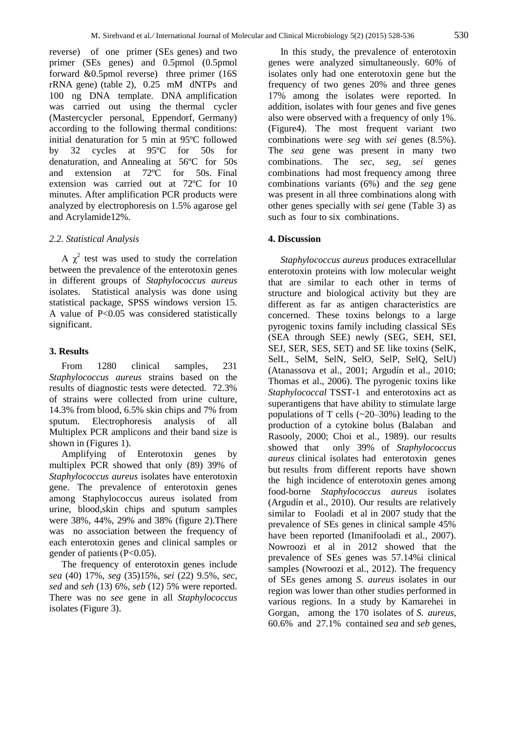reverse) of one primer (SEs genes) and two primer (SEs genes) and 0.5pmol (0.5pmol forward &0.5pmol reverse) three primer (16S rRNA gene) (table 2), 0.25 mM dNTPs and 100 ng DNA template. DNA amplification was carried out using the thermal cycler (Mastercycler personal, Eppendorf, Germany) according to the following thermal conditions: initial denaturation for 5 min at 95ºC followed by 32 cycles at 95ºC for 50s for denaturation, and Annealing at 56ºC for 50s and extension at 72ºC for 50s. Final extension was carried out at 72ºC for 10 minutes. After amplification PCR products were analyzed by electrophoresis on 1.5% agarose gel and Acrylamide12%.

### *2.2. Statistical Analysis*

A $\chi^2$ test was used to study the correlation between the prevalence of the enterotoxin genes in different groups of *Staphylococcus aureus* isolates. Statistical analysis was done using statistical package, SPSS windows version 15. A value of $P<0.05$ was considered statistically significant.

## 3. Results

From 1280 clinical samples, 231 *Staphylococcus aureus* strains based on the results of diagnostic tests were detected. 72.3% of strains were collected from urine culture, 14.3% from blood, 6.5% skin chips and 7% from sputum. Electrophoresis analysis of all Multiplex PCR amplicons and their band size is shown in (Figures 1).

Amplifying of Enterotoxin genes by multiplex PCR showed that only (89) 39% of *Staphylococcus aureus* isolates have enterotoxin gene. The prevalence of enterotoxin genes among Staphylococcus aureus isolated from urine, blood,skin chips and sputum samples were 38%, 44%, 29% and 38% (figure 2).There was no association between the frequency of each enterotoxin genes and clinical samples or gender of patients ($P<0.05$).

The frequency of enterotoxin genes include *sea* (40) 17%, *seg* (35)15%, *sei* (22) 9.5%, *sec*, *sed* and *seh* (13) 6%, *seb* (12) 5% were reported. There was no *see* gene in all *Staphylococcus* isolates (Figure 3).

In this study, the prevalence of enterotoxin genes were analyzed simultaneously. 60% of isolates only had one enterotoxin gene but the frequency of two genes 20% and three genes 17% among the isolates were reported. In addition, isolates with four genes and five genes also were observed with a frequency of only 1%. (Figure4). The most frequent variant two combinations were *seg* with *sei* genes (8.5%). The *sea* gene was present in many two combinations. The *sec*, *seg*, *sei* genes combinations had most frequency among three combinations variants (6%) and the *seg* gene was present in all three combinations along with other genes specially with *sei* gene (Table 3) as such as four to six combinations.

## 4. Discussion

*Staphylococcus aureus* produces extracellular enterotoxin proteins with low molecular weight that are similar to each other in terms of structure and biological activity but they are different as far as antigen characteristics are concerned. These toxins belongs to a large pyrogenic toxins family including classical SEs (SEA through SEE) newly (SEG, SEH, SEI, SEJ, SER, SES, SET) and SE like toxins (SelK, SelL, SelM, SelN, SelO, SelP, SelQ, SelU) (Atanassova et al., 2001; Argudín et al., 2010; Thomas et al., 2006). The pyrogenic toxins like *Staphylococcal* TSST-1 and enterotoxins act as superantigens that have ability to stimulate large populations of T cells (~20–30%) leading to the production of a cytokine bolus (Balaban and Rasooly, 2000; Choi et al., 1989). our results showed that only 39% of *Staphylococcus aureus* clinical isolates had enterotoxin genes but results from different reports have shown the high incidence of enterotoxin genes among food-borne *Staphylococcus aureus* isolates (Argudín et al., 2010). Our results are relatively similar to Fooladi et al in 2007 study that the prevalence of SEs genes in clinical sample 45% have been reported (Imanifooladi et al., 2007). Nowroozi et al in 2012 showed that the prevalence of SEs genes was 57.14%i clinical samples (Nowroozi et al., 2012). The frequency of SEs genes among *S. aureus* isolates in our region was lower than other studies performed in various regions. In a study by Kamarehei in Gorgan, among the 170 isolates of *S. aureus*, 60.6% and 27.1% contained *sea* and *seb* genes,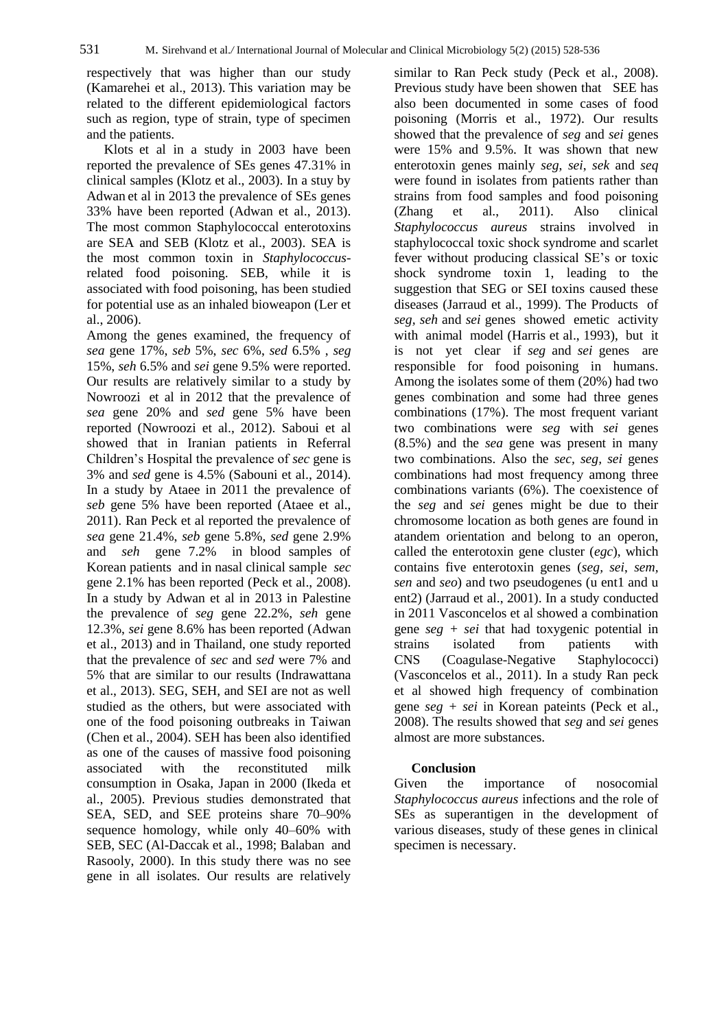respectively that was higher than our study (Kamarehei et al., 2013). This variation may be related to the different epidemiological factors such as region, type of strain, type of specimen and the patients.

Klots et al in a study in 2003 have been reported the prevalence of SEs genes 47.31% in clinical samples (Klotz et al., 2003). In a stuy by Adwan et al in 2013 the prevalence of SEs genes 33% have been reported (Adwan et al., 2013). The most common Staphylococcal enterotoxins are SEA and SEB (Klotz et al., 2003). SEA is the most common toxin in *Staphylococcus*-related food poisoning. SEB, while it is associated with food poisoning, has been studied for potential use as an inhaled bioweapon (Ler et al., 2006).

Among the genes examined, the frequency of *sea* gene 17%, *seb* 5%, *sec* 6%, *sed* 6.5% , *seg* 15%, *seh* 6.5% and *sei* gene 9.5% were reported. Our results are relatively similar to a study by Nowroozi et al in 2012 that the prevalence of *sea* gene 20% and *sed* gene 5% have been reported (Nowroozi et al., 2012). Saboui et al showed that in Iranian patients in Referral Children's Hospital the prevalence of *sec* gene is 3% and *sed* gene is 4.5% (Sabouni et al., 2014). In a study by Ataee in 2011 the prevalence of *seb* gene 5% have been reported (Ataee et al., 2011). Ran Peck et al reported the prevalence of *sea* gene 21.4%, *seb* gene 5.8%, *sed* gene 2.9% and *seh* gene 7.2% in blood samples of Korean patients and in nasal clinical sample *sec* gene 2.1% has been reported (Peck et al., 2008). In a study by Adwan et al in 2013 in Palestine the prevalence of *seg* gene 22.2%, *seh* gene 12.3%, *sei* gene 8.6% has been reported (Adwan et al., 2013) and in Thailand, one study reported that the prevalence of *sec* and *sed* were 7% and 5% that are similar to our results (Indrawattana et al., 2013). SEG, SEH, and SEI are not as well studied as the others, but were associated with one of the food poisoning outbreaks in Taiwan (Chen et al., 2004). SEH has been also identified as one of the causes of massive food poisoning associated with the reconstituted milk consumption in Osaka, Japan in 2000 (Ikeda et al., 2005). Previous studies demonstrated that SEA, SED, and SEE proteins share 70–90% sequence homology, while only 40–60% with SEB, SEC (Al-Daccak et al., 1998; Balaban and Rasooly, 2000). In this study there was no see gene in all isolates. Our results are relatively similar to Ran Peck study (Peck et al., 2008). Previous study have been showen that SEE has also been documented in some cases of food poisoning (Morris et al., 1972). Our results showed that the prevalence of *seg* and *sei* genes were 15% and 9.5%. It was shown that new enterotoxin genes mainly *seg*, *sei*, *sek* and *seq* were found in isolates from patients rather than strains from food samples and food poisoning (Zhang et al., 2011). Also clinical *Staphylococcus aureus* strains involved in staphylococcal toxic shock syndrome and scarlet fever without producing classical SE's or toxic shock syndrome toxin 1, leading to the suggestion that SEG or SEI toxins caused these diseases (Jarraud et al., 1999). The Products of *seg*, *seh* and *sei* genes showed emetic activity with animal model (Harris et al., 1993), but it is not yet clear if *seg* and *sei* genes are responsible for food poisoning in humans. Among the isolates some of them (20%) had two genes combination and some had three genes combinations (17%). The most frequent variant two combinations were *seg* with *sei* genes (8.5%) and the *sea* gene was present in many two combinations. Also the *sec, seg, sei* genes combinations had most frequency among three combinations variants (6%). The coexistence of the *seg* and *sei* genes might be due to their chromosome location as both genes are found in atandem orientation and belong to an operon, called the enterotoxin gene cluster (*egc*), which contains five enterotoxin genes (*seg, sei*, *sem*, *sen* and *seo*) and two pseudogenes (u ent1 and u ent2) (Jarraud et al., 2001). In a study conducted in 2011 Vasconcelos et al showed a combination gene *seg* + *sei* that had toxygenic potential in strains isolated from patients with CNS (Coagulase-Negative Staphylococci) (Vasconcelos et al., 2011). In a study Ran peck et al showed high frequency of combination gene *seg* + *sei* in Korean pateints (Peck et al., 2008). The results showed that *seg* and *sei* genes almost are more substances.

## Conclusion

Given the importance of nosocomial *Staphylococcus aureus* infections and the role of SEs as superantigen in the development of various diseases, study of these genes in clinical specimen is necessary.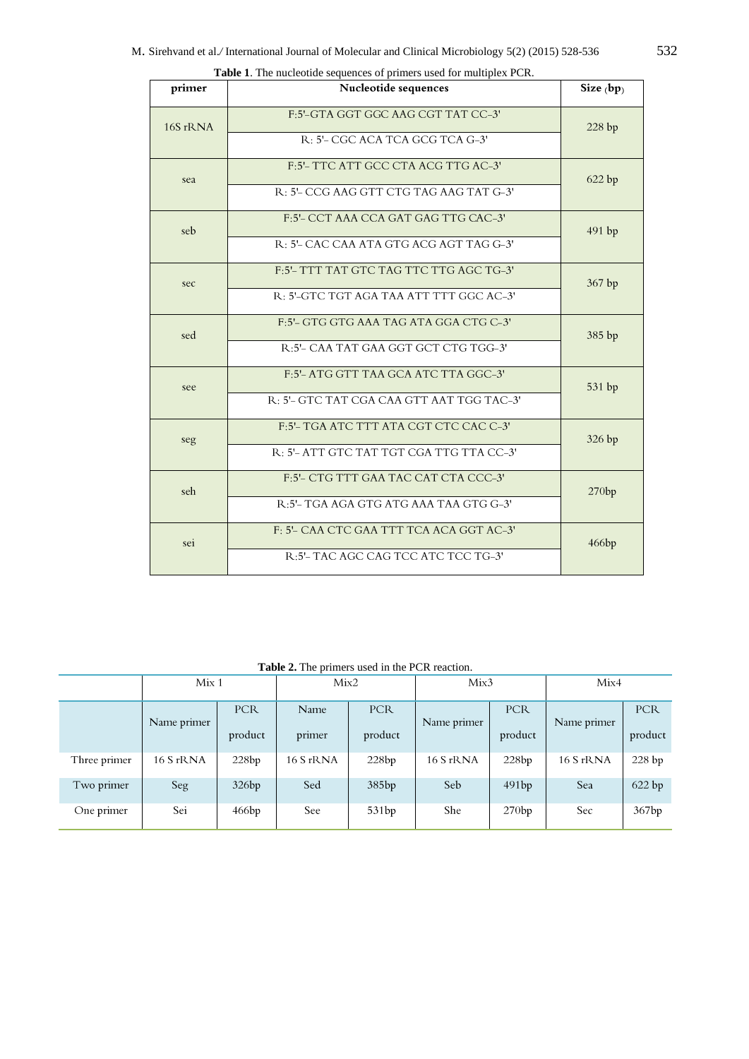**Table 1**. The nucleotide sequences of primers used for multiplex PCR.

| primer | Nucleotide sequences | Size (bp) |
|---|---|---|
| 16S rRNA | F:5'-GTA GGT GGC AAG CGT TAT CC-3' | 228 bp |
| | R: 5'- CGC ACA TCA GCG TCA G-3' | |
| sea | F:5'- TTC ATT GCC CTA ACG TTG AC-3' | 622 bp |
| | R: 5'- CCG AAG GTT CTG TAG AAG TAT G-3' | |
| seb | F:5'- CCT AAA CCA GAT GAG TTG CAC-3' | 491 bp |
| | R: 5'- CAC CAA ATA GTG ACG AGT TAG G-3' | |
| sec | F:5'- TTT TAT GTC TAG TTC TTG AGC TG-3' | 367 bp |
| | R: 5'-GTC TGT AGA TAA ATT TTT GGC AC-3' | |
| sed | F:5'- GTG GTG AAA TAG ATA GGA CTG C-3' | 385 bp |
| | R:5'- CAA TAT GAA GGT GCT CTG TGG-3' | |
| see | F:5'- ATG GTT TAA GCA ATC TTA GGC-3' | 531 bp |
| | R: 5'- GTC TAT CGA CAA GTT AAT TGG TAC-3' | |
| seg | F:5'- TGA ATC TTT ATA CGT CTC CAC C-3' | 326 bp |
| | R: 5'- ATT GTC TAT TGT CGA TTG TTA CC-3' | |
| seh | F:5'- CTG TTT GAA TAC CAT CTA CCC-3' | 270bp |
| | R:5'- TGA AGA GTG ATG AAA TAA GTG G-3' | |
| sei | F: 5'- CAA CTC GAA TTT TCA ACA GGT AC-3' | 466bp |
| | R:5'- TAC AGC CAG TCC ATC TCC TG-3' | |

**Table 2.** The primers used in the PCR reaction.

| | Mix 1 | | Mix2 | | Mix3 | | Mix4 | |
|---|---|---|---|---|---|---|---|---|
| | Name primer | PCR product | Name primer | PCR product | Name primer | PCR product | Name primer | PCR product |
| Three primer | 16 S rRNA | 228bp | 16 S rRNA | 228bp | 16 S rRNA | 228bp | 16 S rRNA | 228 bp |
| Two primer | Seg | 326bp | Sed | 385bp | Seb | 491bp | Sea | 622 bp |
| One primer | Sei | 466bp | See | 531bp | She | 270bp | Sec | 367bp |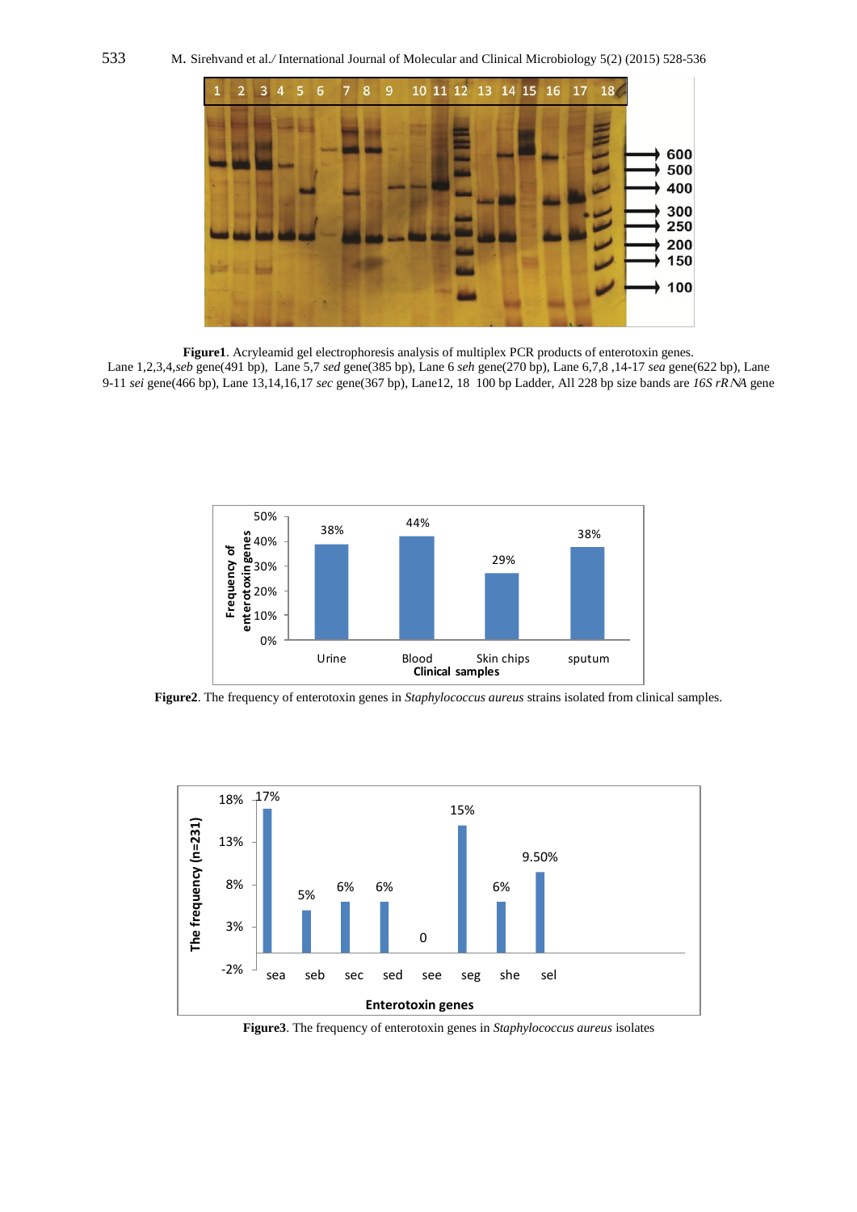**Figure1**. Acryleamid gel electrophoresis analysis of multiplex PCR products of enterotoxin genes.
Lane 1,2,3,4,*seb* gene(491 bp), Lane 5,7 *sed* gene(385 bp), Lane 6 *seh* gene(270 bp), Lane 6,7,8 ,14-17 *sea* gene(622 bp), Lane 9-11 *sei* gene(466 bp), Lane 13,14,16,17 *sec* gene(367 bp), Lane12, 18 100 bp Ladder, All 228 bp size bands are *16S rRNA* gene

**Figure2**. The frequency of enterotoxin genes in *Staphylococcus aureus* strains isolated from clinical samples.

**Figure3**. The frequency of enterotoxin genes in *Staphylococcus aureus* isolates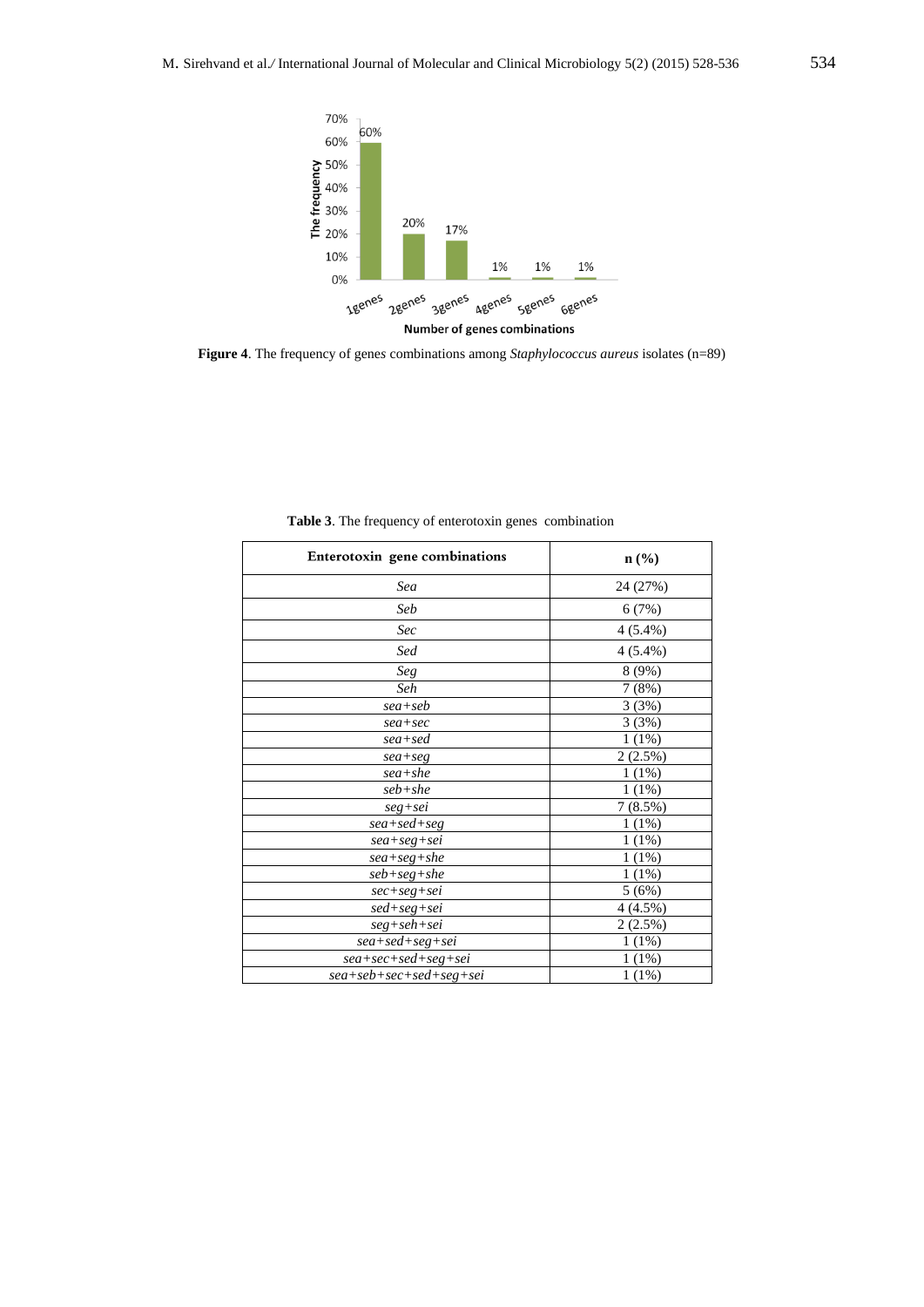**Figure 4**. The frequency of genes combinations among *Staphylococcus aureus* isolates (n=89)

**Table 3**. The frequency of enterotoxin genes combination

| Enterotoxin gene combinations | n (%) |
|---|---|
| *Sea* | 24 (27%) |
| *Seb* | 6 (7%) |
| *Sec* | 4 (5.4%) |
| *Sed* | 4 (5.4%) |
| *Seg* | 8 (9%) |
| *Seh* | 7 (8%) |
| *sea+seb* | 3 (3%) |
| *sea+sec* | 3 (3%) |
| *sea+sed* | 1 (1%) |
| *sea+seg* | 2 (2.5%) |
| *sea+she* | 1 (1%) |
| *seb+she* | 1 (1%) |
| *seg+sei* | 7 (8.5%) |
| *sea+sed+seg* | 1 (1%) |
| *sea+seg+sei* | 1 (1%) |
| *sea+seg+she* | 1 (1%) |
| *seb+seg+she* | 1 (1%) |
| *sec+seg+sei* | 5 (6%) |
| *sed+seg+sei* | 4 (4.5%) |
| *seg+seh+sei* | 2 (2.5%) |
| *sea+sed+seg+sei* | 1 (1%) |
| *sea+sec+sed+seg+sei* | 1 (1%) |
| *sea+seb+sec+sed+seg+sei* | 1 (1%) |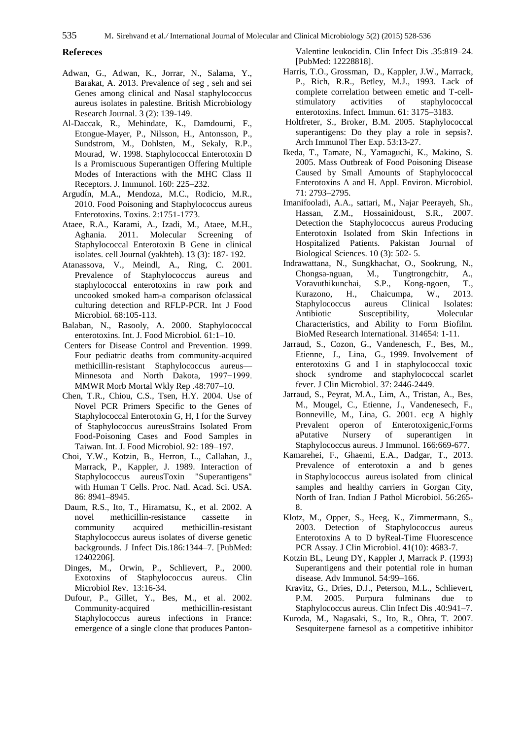## Refereces

Adwan, G., Adwan, K., Jorrar, N., Salama, Y., Barakat, A. 2013. Prevalence of seg , seh and sei Genes among clinical and Nasal staphylococcus aureus isolates in palestine. British Microbiology Research Journal. 3 (2): 139-149.

Al-Daccak, R., Mehindate, K., Damdoumi, F., Etongue-Mayer, P., Nilsson, H., Antonsson, P., Sundstrom, M., Dohlsten, M., Sekaly, R.P., Mourad, W. 1998. Staphylococcal Enterotoxin D Is a Promiscuous Superantigen Offering Multiple Modes of Interactions with the MHC Class II Receptors. J. Immunol. 160: 225–232.

Argudín, M.A., Mendoza, M.C., Rodicio, M.R., 2010. Food Poisoning and Staphylococcus aureus Enterotoxins. Toxins. 2:1751-1773.

Ataee, R.A., Karami, A., Izadi, M., Ataee, M.H., Aghania. 2011. Molecular Screening of Staphylococcal Enterotoxin B Gene in clinical isolates. cell Journal (yakhteh). 13 (3): 187- 192.

Atanassova, V., Meindl, A., Ring, C. 2001. Prevalence of Staphylococcus aureus and staphylococcal enterotoxins in raw pork and uncooked smoked ham-a comparison ofclassical culturing detection and RFLP-PCR. Int J Food Microbiol. 68:105-113.

Balaban, N., Rasooly, A. 2000. Staphylococcal enterotoxins. Int. J. Food Microbiol. 61:1–10.

Centers for Disease Control and Prevention. 1999. Four pediatric deaths from community-acquired methicillin-resistant Staphylococcus aureus—Minnesota and North Dakota, 1997−1999. MMWR Morb Mortal Wkly Rep .48:707–10.

Chen, T.R., Chiou, C.S., Tsen, H.Y. 2004. Use of Novel PCR Primers Specific to the Genes of Staphylococcal Enterotoxin G, H, I for the Survey of Staphylococcus aureusStrains Isolated From Food-Poisoning Cases and Food Samples in Taiwan. Int. J. Food Microbiol. 92: 189–197.

Choi, Y.W., Kotzin, B., Herron, L., Callahan, J., Marrack, P., Kappler, J. 1989. Interaction of Staphylococcus aureusToxin "Superantigens" with Human T Cells. Proc. Natl. Acad. Sci. USA. 86: 8941–8945.

Daum, R.S., Ito, T., Hiramatsu, K., et al. 2002. A novel methicillin-resistance cassette in community acquired methicillin-resistant Staphylococcus aureus isolates of diverse genetic backgrounds. J Infect Dis.186:1344–7. [PubMed: 12402206].

Dinges, M., Orwin, P., Schlievert, P., 2000. Exotoxins of Staphylococcus aureus. Clin Microbiol Rev. 13:16-34.

Dufour, P., Gillet, Y., Bes, M., et al. 2002. Community-acquired methicillin-resistant Staphylococcus aureus infections in France: emergence of a single clone that produces Panton-Valentine leukocidin. Clin Infect Dis .35:819–24. [PubMed: 12228818].

Harris, T.O., Grossman, D., Kappler, J.W., Marrack, P., Rich, R.R., Betley, M.J., 1993. Lack of complete correlation between emetic and T-cell-stimulatory activities of staphylococcal enterotoxins. Infect. Immun. 61: 3175–3183.

Holtfreter, S., Broker, B.M. 2005. Staphylococcal superantigens: Do they play a role in sepsis?. Arch Immunol Ther Exp. 53:13-27.

Ikeda, T., Tamate, N., Yamaguchi, K., Makino, S. 2005. Mass Outbreak of Food Poisoning Disease Caused by Small Amounts of Staphylococcal Enterotoxins A and H. Appl. Environ. Microbiol. 71: 2793–2795.

Imanifooladi, A.A., sattari, M., Najar Peerayeh, Sh., Hassan, Z.M., Hossainidoust, S.R., 2007. Detection the Staphylococcus aureus Producing Enterotoxin Isolated from Skin Infections in Hospitalized Patients. Pakistan Journal of Biological Sciences. 10 (3): 502- 5.

Indrawattana, N., Sungkhachat, O., Sookrung, N., Chongsa-nguan, M., Tungtrongchitr, A., Voravuthikunchai, S.P., Kong-ngoen, T., Kurazono, H., Chaicumpa, W., 2013. Staphylococcus aureus Clinical Isolates: Antibiotic Susceptibility, Molecular Characteristics, and Ability to Form Biofilm. BioMed Research International. 314654: 1-11.

Jarraud, S., Cozon, G., Vandenesch, F., Bes, M., Etienne, J., Lina, G., 1999. Involvement of enterotoxins G and I in staphylococcal toxic shock syndrome and staphylococcal scarlet fever. J Clin Microbiol. 37: 2446-2449.

Jarraud, S., Peyrat, M.A., Lim, A., Tristan, A., Bes, M., Mougel, C., Etienne, J., Vandenesech, F., Bonneville, M., Lina, G. 2001. ecg A highly Prevalent operon of Enterotoxigenic,Forms aPutative Nursery of superantigen in Staphylococcus aureus. J Immunol. 166:669-677.

Kamarehei, F., Ghaemi, E.A., Dadgar, T., 2013. Prevalence of enterotoxin a and b genes in Staphylococcus aureus isolated from clinical samples and healthy carriers in Gorgan City, North of Iran. Indian J Pathol Microbiol. 56:265-8.

Klotz, M., Opper, S., Heeg, K., Zimmermann, S., 2003. Detection of Staphylococcus aureus Enterotoxins A to D byReal-Time Fluorescence PCR Assay. J Clin Microbiol. 41(10): 4683-7.

Kotzin BL, Leung DY, Kappler J, Marrack P. (1993) Superantigens and their potential role in human disease. Adv Immunol. 54:99–166.

Kravitz, G., Dries, D.J., Peterson, M.L., Schlievert, P.M. 2005. Purpura fulminans due to Staphylococcus aureus. Clin Infect Dis .40:941–7.

Kuroda, M., Nagasaki, S., Ito, R., Ohta, T. 2007. Sesquiterpene farnesol as a competitive inhibitor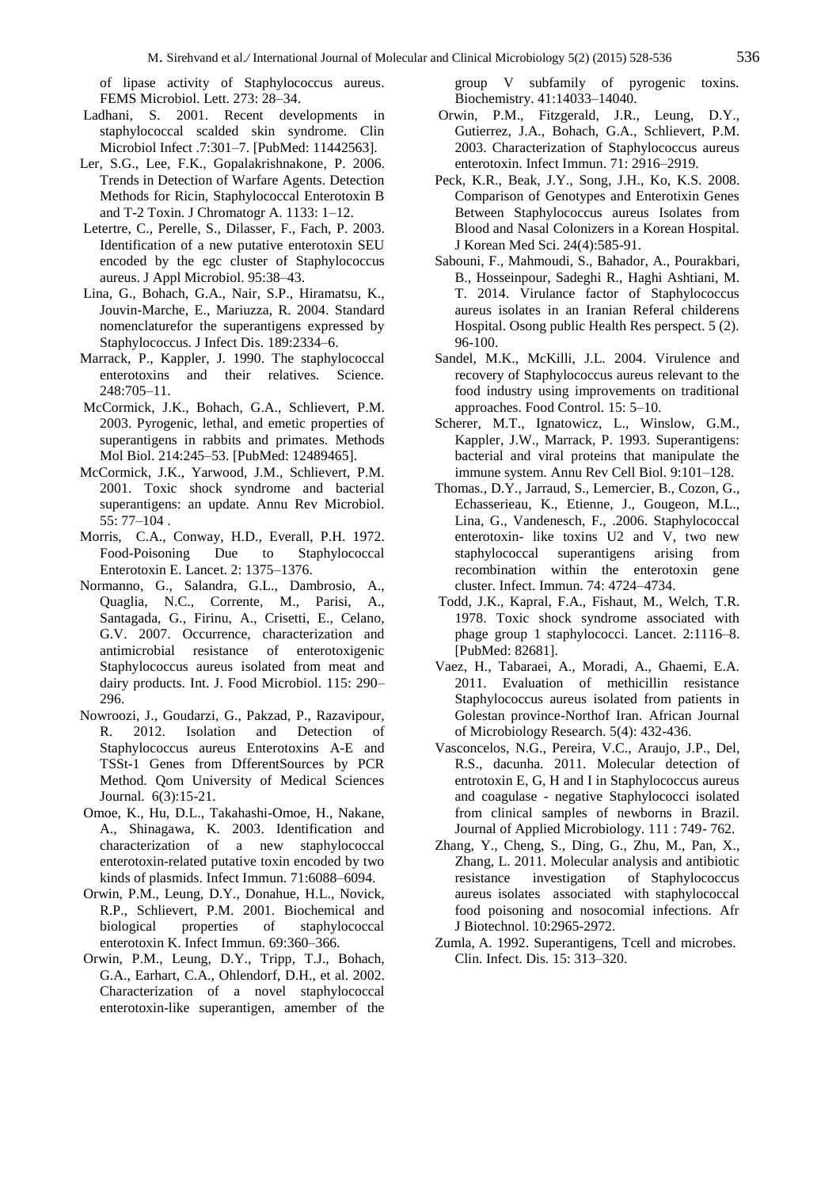of lipase activity of Staphylococcus aureus. FEMS Microbiol. Lett. 273: 28–34.

Ladhani, S. 2001. Recent developments in staphylococcal scalded skin syndrome. Clin Microbiol Infect .7:301–7. [PubMed: 11442563].

Ler, S.G., Lee, F.K., Gopalakrishnakone, P. 2006. Trends in Detection of Warfare Agents. Detection Methods for Ricin, Staphylococcal Enterotoxin B and T-2 Toxin. J Chromatogr A. 1133: 1–12.

Letertre, C., Perelle, S., Dilasser, F., Fach, P. 2003. Identification of a new putative enterotoxin SEU encoded by the egc cluster of Staphylococcus aureus. J Appl Microbiol. 95:38–43.

Lina, G., Bohach, G.A., Nair, S.P., Hiramatsu, K., Jouvin-Marche, E., Mariuzza, R. 2004. Standard nomenclaturefor the superantigens expressed by Staphylococcus. J Infect Dis. 189:2334–6.

Marrack, P., Kappler, J. 1990. The staphylococcal enterotoxins and their relatives. Science. 248:705–11.

McCormick, J.K., Bohach, G.A., Schlievert, P.M. 2003. Pyrogenic, lethal, and emetic properties of superantigens in rabbits and primates. Methods Mol Biol. 214:245–53. [PubMed: 12489465].

McCormick, J.K., Yarwood, J.M., Schlievert, P.M. 2001. Toxic shock syndrome and bacterial superantigens: an update. Annu Rev Microbiol. 55: 77–104 .

Morris, C.A., Conway, H.D., Everall, P.H. 1972. Food-Poisoning Due to Staphylococcal Enterotoxin E. Lancet. 2: 1375–1376.

Normanno, G., Salandra, G.L., Dambrosio, A., Quaglia, N.C., Corrente, M., Parisi, A., Santagada, G., Firinu, A., Crisetti, E., Celano, G.V. 2007. Occurrence, characterization and antimicrobial resistance of enterotoxigenic Staphylococcus aureus isolated from meat and dairy products. Int. J. Food Microbiol. 115: 290–296.

Nowroozi, J., Goudarzi, G., Pakzad, P., Razavipour, R. 2012. Isolation and Detection of Staphylococcus aureus Enterotoxins A-E and TSSt-1 Genes from DfferentSources by PCR Method. Qom University of Medical Sciences Journal. 6(3):15-21.

Omoe, K., Hu, D.L., Takahashi-Omoe, H., Nakane, A., Shinagawa, K. 2003. Identification and characterization of a new staphylococcal enterotoxin-related putative toxin encoded by two kinds of plasmids. Infect Immun. 71:6088–6094.

Orwin, P.M., Leung, D.Y., Donahue, H.L., Novick, R.P., Schlievert, P.M. 2001. Biochemical and biological properties of staphylococcal enterotoxin K. Infect Immun. 69:360–366.

Orwin, P.M., Leung, D.Y., Tripp, T.J., Bohach, G.A., Earhart, C.A., Ohlendorf, D.H., et al. 2002. Characterization of a novel staphylococcal enterotoxin-like superantigen, amember of the group V subfamily of pyrogenic toxins. Biochemistry. 41:14033–14040.

Orwin, P.M., Fitzgerald, J.R., Leung, D.Y., Gutierrez, J.A., Bohach, G.A., Schlievert, P.M. 2003. Characterization of Staphylococcus aureus enterotoxin. Infect Immun. 71: 2916–2919.

Peck, K.R., Beak, J.Y., Song, J.H., Ko, K.S. 2008. Comparison of Genotypes and Enterotixin Genes Between Staphylococcus aureus Isolates from Blood and Nasal Colonizers in a Korean Hospital. J Korean Med Sci. 24(4):585-91.

Sabouni, F., Mahmoudi, S., Bahador, A., Pourakbari, B., Hosseinpour, Sadeghi R., Haghi Ashtiani, M. T. 2014. Virulance factor of Staphylococcus aureus isolates in an Iranian Referal childerens Hospital. Osong public Health Res perspect. 5 (2). 96-100.

Sandel, M.K., McKilli, J.L. 2004. Virulence and recovery of Staphylococcus aureus relevant to the food industry using improvements on traditional approaches. Food Control. 15: 5–10.

Scherer, M.T., Ignatowicz, L., Winslow, G.M., Kappler, J.W., Marrack, P. 1993. Superantigens: bacterial and viral proteins that manipulate the immune system. Annu Rev Cell Biol. 9:101–128.

Thomas., D.Y., Jarraud, S., Lemercier, B., Cozon, G., Echasserieau, K., Etienne, J., Gougeon, M.L., Lina, G., Vandenesch, F., .2006. Staphylococcal enterotoxin- like toxins U2 and V, two new staphylococcal superantigens arising from recombination within the enterotoxin gene cluster. Infect. Immun. 74: 4724–4734.

Todd, J.K., Kapral, F.A., Fishaut, M., Welch, T.R. 1978. Toxic shock syndrome associated with phage group 1 staphylococci. Lancet. 2:1116–8. [PubMed: 82681].

Vaez, H., Tabaraei, A., Moradi, A., Ghaemi, E.A. 2011. Evaluation of methicillin resistance Staphylococcus aureus isolated from patients in Golestan province-Northof Iran. African Journal of Microbiology Research. 5(4): 432-436.

Vasconcelos, N.G., Pereira, V.C., Araujo, J.P., Del, R.S., dacunha. 2011. Molecular detection of entrotoxin E, G, H and I in Staphylococcus aureus and coagulase - negative Staphylococci isolated from clinical samples of newborns in Brazil. Journal of Applied Microbiology. 111 : 749- 762.

Zhang, Y., Cheng, S., Ding, G., Zhu, M., Pan, X., Zhang, L. 2011. Molecular analysis and antibiotic resistance investigation of Staphylococcus aureus isolates associated with staphylococcal food poisoning and nosocomial infections. Afr J Biotechnol. 10:2965-2972.

Zumla, A. 1992. Superantigens, Tcell and microbes. Clin. Infect. Dis. 15: 313–320.